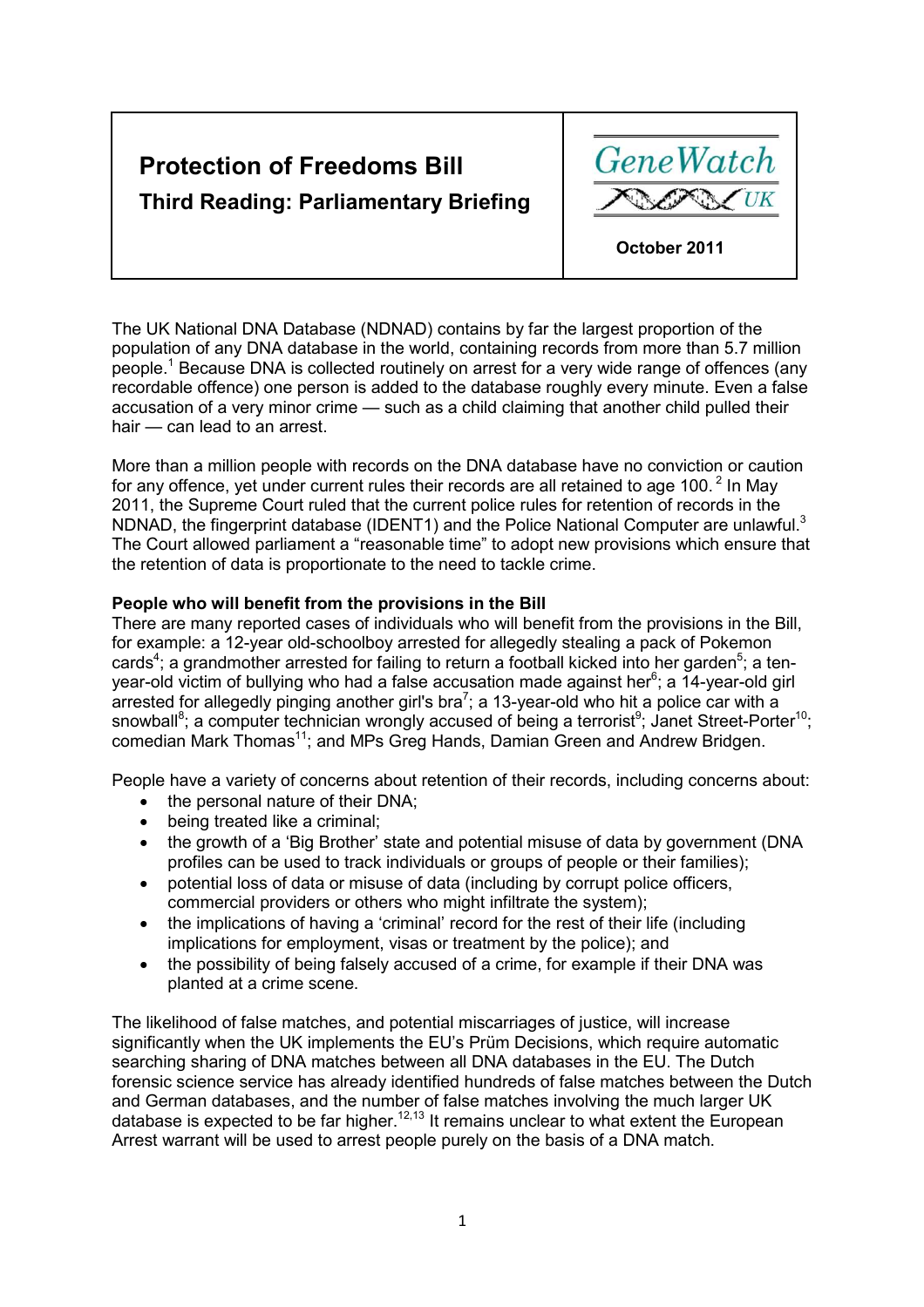# Protection of Freedoms Bill

## Third Reading: Parliamentary Briefing

GeneWatch UK

October 2011

The UK National DNA Database (NDNAD) contains by far the largest proportion of the population of any DNA database in the world, containing records from more than 5.7 million people.[1] Because DNA is collected routinely on arrest for a very wide range of offences (any recordable offence) one person is added to the database roughly every minute. Even a false accusation of a very minor crime — such as a child claiming that another child pulled their hair — can lead to an arrest.

More than a million people with records on the DNA database have no conviction or caution for any offence, yet under current rules their records are all retained to age 100.[2] In May 2011, the Supreme Court ruled that the current police rules for retention of records in the NDNAD, the fingerprint database (IDENT1) and the Police National Computer are unlawful.[3] The Court allowed parliament a "reasonable time" to adopt new provisions which ensure that the retention of data is proportionate to the need to tackle crime.

**People who will benefit from the provisions in the Bill**

There are many reported cases of individuals who will benefit from the provisions in the Bill, for example: a 12-year old-schoolboy arrested for allegedly stealing a pack of Pokemon cards[4]; a grandmother arrested for failing to return a football kicked into her garden[5]; a ten-year-old victim of bullying who had a false accusation made against her[6]; a 14-year-old girl arrested for allegedly pinging another girl's bra[7]; a 13-year-old who hit a police car with a snowball[8]; a computer technician wrongly accused of being a terrorist[9]; Janet Street-Porter[10]; comedian Mark Thomas[11]; and MPs Greg Hands, Damian Green and Andrew Bridgen.

People have a variety of concerns about retention of their records, including concerns about:

- the personal nature of their DNA;
- being treated like a criminal;
- the growth of a 'Big Brother' state and potential misuse of data by government (DNA profiles can be used to track individuals or groups of people or their families);
- potential loss of data or misuse of data (including by corrupt police officers, commercial providers or others who might infiltrate the system);
- the implications of having a 'criminal' record for the rest of their life (including implications for employment, visas or treatment by the police); and
- the possibility of being falsely accused of a crime, for example if their DNA was planted at a crime scene.

The likelihood of false matches, and potential miscarriages of justice, will increase significantly when the UK implements the EU's Prüm Decisions, which require automatic searching sharing of DNA matches between all DNA databases in the EU. The Dutch forensic science service has already identified hundreds of false matches between the Dutch and German databases, and the number of false matches involving the much larger UK database is expected to be far higher.[12,13] It remains unclear to what extent the European Arrest warrant will be used to arrest people purely on the basis of a DNA match.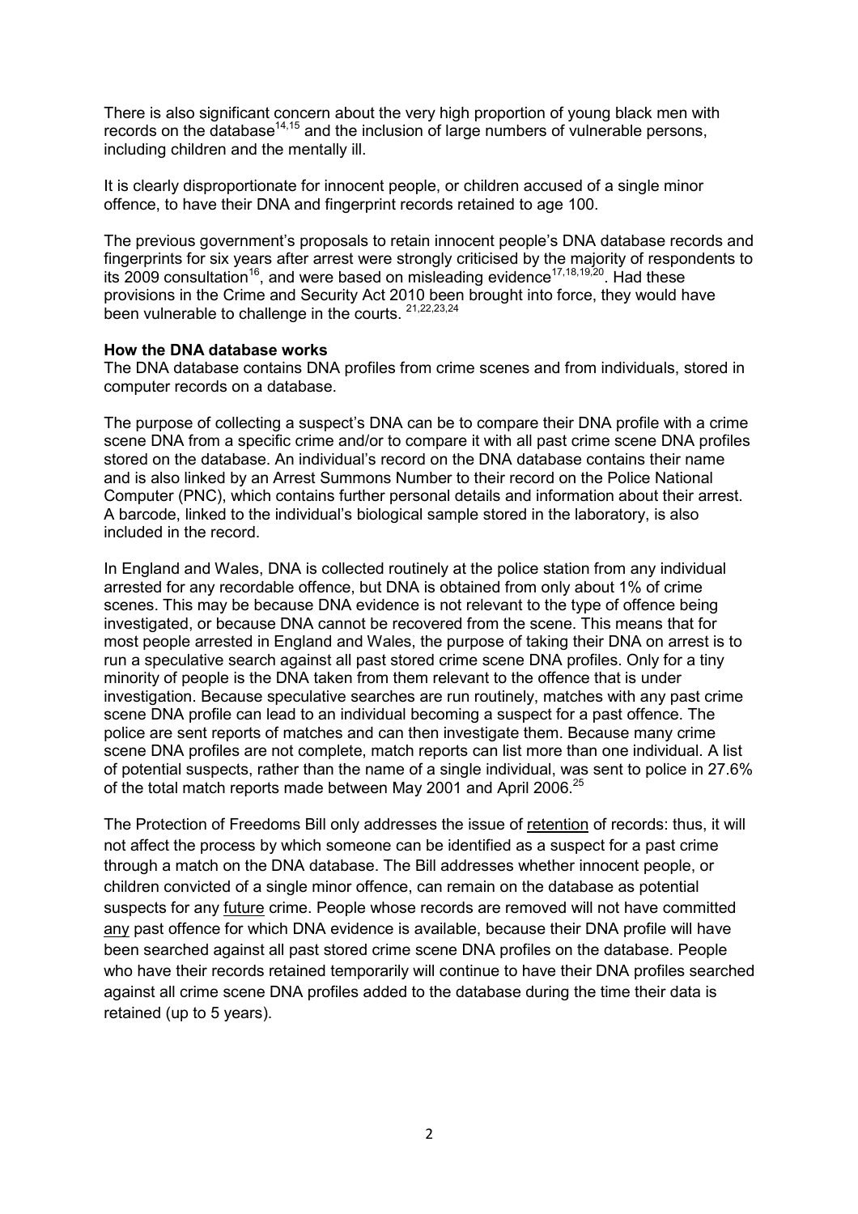There is also significant concern about the very high proportion of young black men with records on the database[14,15] and the inclusion of large numbers of vulnerable persons, including children and the mentally ill.

It is clearly disproportionate for innocent people, or children accused of a single minor offence, to have their DNA and fingerprint records retained to age 100.

The previous government's proposals to retain innocent people's DNA database records and fingerprints for six years after arrest were strongly criticised by the majority of respondents to its 2009 consultation[16], and were based on misleading evidence[17,18,19,20]. Had these provisions in the Crime and Security Act 2010 been brought into force, they would have been vulnerable to challenge in the courts. [21,22,23,24]

**How the DNA database works**

The DNA database contains DNA profiles from crime scenes and from individuals, stored in computer records on a database.

The purpose of collecting a suspect's DNA can be to compare their DNA profile with a crime scene DNA from a specific crime and/or to compare it with all past crime scene DNA profiles stored on the database. An individual's record on the DNA database contains their name and is also linked by an Arrest Summons Number to their record on the Police National Computer (PNC), which contains further personal details and information about their arrest. A barcode, linked to the individual's biological sample stored in the laboratory, is also included in the record.

In England and Wales, DNA is collected routinely at the police station from any individual arrested for any recordable offence, but DNA is obtained from only about 1% of crime scenes. This may be because DNA evidence is not relevant to the type of offence being investigated, or because DNA cannot be recovered from the scene. This means that for most people arrested in England and Wales, the purpose of taking their DNA on arrest is to run a speculative search against all past stored crime scene DNA profiles. Only for a tiny minority of people is the DNA taken from them relevant to the offence that is under investigation. Because speculative searches are run routinely, matches with any past crime scene DNA profile can lead to an individual becoming a suspect for a past offence. The police are sent reports of matches and can then investigate them. Because many crime scene DNA profiles are not complete, match reports can list more than one individual. A list of potential suspects, rather than the name of a single individual, was sent to police in 27.6% of the total match reports made between May 2001 and April 2006.[25]

The Protection of Freedoms Bill only addresses the issue of <u>retention</u> of records: thus, it will not affect the process by which someone can be identified as a suspect for a past crime through a match on the DNA database. The Bill addresses whether innocent people, or children convicted of a single minor offence, can remain on the database as potential suspects for any <u>future</u> crime. People whose records are removed will not have committed <u>any</u> past offence for which DNA evidence is available, because their DNA profile will have been searched against all past stored crime scene DNA profiles on the database. People who have their records retained temporarily will continue to have their DNA profiles searched against all crime scene DNA profiles added to the database during the time their data is retained (up to 5 years).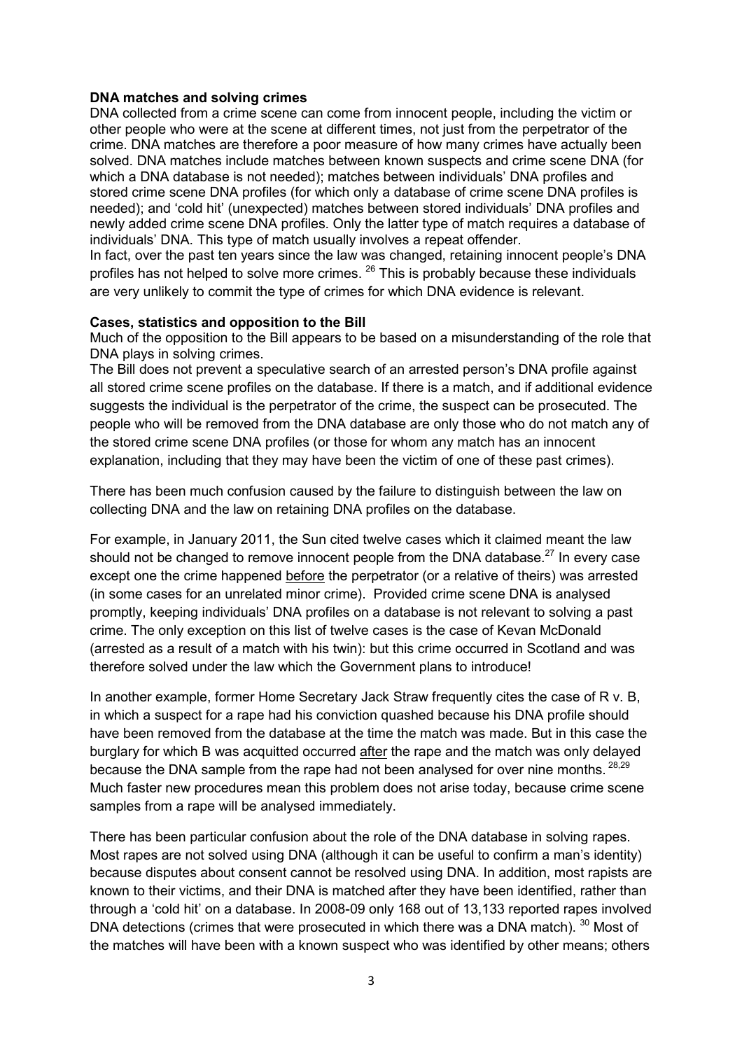**DNA matches and solving crimes**

DNA collected from a crime scene can come from innocent people, including the victim or other people who were at the scene at different times, not just from the perpetrator of the crime. DNA matches are therefore a poor measure of how many crimes have actually been solved. DNA matches include matches between known suspects and crime scene DNA (for which a DNA database is not needed); matches between individuals' DNA profiles and stored crime scene DNA profiles (for which only a database of crime scene DNA profiles is needed); and 'cold hit' (unexpected) matches between stored individuals' DNA profiles and newly added crime scene DNA profiles. Only the latter type of match requires a database of individuals' DNA. This type of match usually involves a repeat offender.

In fact, over the past ten years since the law was changed, retaining innocent people's DNA profiles has not helped to solve more crimes. [26] This is probably because these individuals are very unlikely to commit the type of crimes for which DNA evidence is relevant.

**Cases, statistics and opposition to the Bill**

Much of the opposition to the Bill appears to be based on a misunderstanding of the role that DNA plays in solving crimes.

The Bill does not prevent a speculative search of an arrested person's DNA profile against all stored crime scene profiles on the database. If there is a match, and if additional evidence suggests the individual is the perpetrator of the crime, the suspect can be prosecuted. The people who will be removed from the DNA database are only those who do not match any of the stored crime scene DNA profiles (or those for whom any match has an innocent explanation, including that they may have been the victim of one of these past crimes).

There has been much confusion caused by the failure to distinguish between the law on collecting DNA and the law on retaining DNA profiles on the database.

For example, in January 2011, the Sun cited twelve cases which it claimed meant the law should not be changed to remove innocent people from the DNA database.[27] In every case except one the crime happened before the perpetrator (or a relative of theirs) was arrested (in some cases for an unrelated minor crime). Provided crime scene DNA is analysed promptly, keeping individuals' DNA profiles on a database is not relevant to solving a past crime. The only exception on this list of twelve cases is the case of Kevan McDonald (arrested as a result of a match with his twin): but this crime occurred in Scotland and was therefore solved under the law which the Government plans to introduce!

In another example, former Home Secretary Jack Straw frequently cites the case of R v. B, in which a suspect for a rape had his conviction quashed because his DNA profile should have been removed from the database at the time the match was made. But in this case the burglary for which B was acquitted occurred after the rape and the match was only delayed because the DNA sample from the rape had not been analysed for over nine months. [28,29] Much faster new procedures mean this problem does not arise today, because crime scene samples from a rape will be analysed immediately.

There has been particular confusion about the role of the DNA database in solving rapes. Most rapes are not solved using DNA (although it can be useful to confirm a man's identity) because disputes about consent cannot be resolved using DNA. In addition, most rapists are known to their victims, and their DNA is matched after they have been identified, rather than through a 'cold hit' on a database. In 2008-09 only 168 out of 13,133 reported rapes involved DNA detections (crimes that were prosecuted in which there was a DNA match). [30] Most of the matches will have been with a known suspect who was identified by other means; others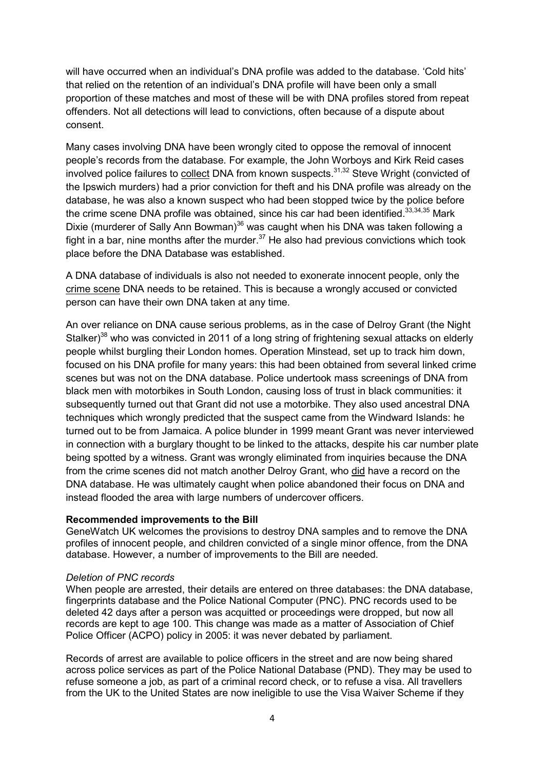will have occurred when an individual's DNA profile was added to the database. 'Cold hits' that relied on the retention of an individual's DNA profile will have been only a small proportion of these matches and most of these will be with DNA profiles stored from repeat offenders. Not all detections will lead to convictions, often because of a dispute about consent.

Many cases involving DNA have been wrongly cited to oppose the removal of innocent people's records from the database. For example, the John Worboys and Kirk Reid cases involved police failures to collect DNA from known suspects.[31,32] Steve Wright (convicted of the Ipswich murders) had a prior conviction for theft and his DNA profile was already on the database, he was also a known suspect who had been stopped twice by the police before the crime scene DNA profile was obtained, since his car had been identified.[33,34,35] Mark Dixie (murderer of Sally Ann Bowman)[36] was caught when his DNA was taken following a fight in a bar, nine months after the murder.[37] He also had previous convictions which took place before the DNA Database was established.

A DNA database of individuals is also not needed to exonerate innocent people, only the crime scene DNA needs to be retained. This is because a wrongly accused or convicted person can have their own DNA taken at any time.

An over reliance on DNA cause serious problems, as in the case of Delroy Grant (the Night Stalker)[38] who was convicted in 2011 of a long string of frightening sexual attacks on elderly people whilst burgling their London homes. Operation Minstead, set up to track him down, focused on his DNA profile for many years: this had been obtained from several linked crime scenes but was not on the DNA database. Police undertook mass screenings of DNA from black men with motorbikes in South London, causing loss of trust in black communities: it subsequently turned out that Grant did not use a motorbike. They also used ancestral DNA techniques which wrongly predicted that the suspect came from the Windward Islands: he turned out to be from Jamaica. A police blunder in 1999 meant Grant was never interviewed in connection with a burglary thought to be linked to the attacks, despite his car number plate being spotted by a witness. Grant was wrongly eliminated from inquiries because the DNA from the crime scenes did not match another Delroy Grant, who did have a record on the DNA database. He was ultimately caught when police abandoned their focus on DNA and instead flooded the area with large numbers of undercover officers.

**Recommended improvements to the Bill**

GeneWatch UK welcomes the provisions to destroy DNA samples and to remove the DNA profiles of innocent people, and children convicted of a single minor offence, from the DNA database. However, a number of improvements to the Bill are needed.

*Deletion of PNC records*

When people are arrested, their details are entered on three databases: the DNA database, fingerprints database and the Police National Computer (PNC). PNC records used to be deleted 42 days after a person was acquitted or proceedings were dropped, but now all records are kept to age 100. This change was made as a matter of Association of Chief Police Officer (ACPO) policy in 2005: it was never debated by parliament.

Records of arrest are available to police officers in the street and are now being shared across police services as part of the Police National Database (PND). They may be used to refuse someone a job, as part of a criminal record check, or to refuse a visa. All travellers from the UK to the United States are now ineligible to use the Visa Waiver Scheme if they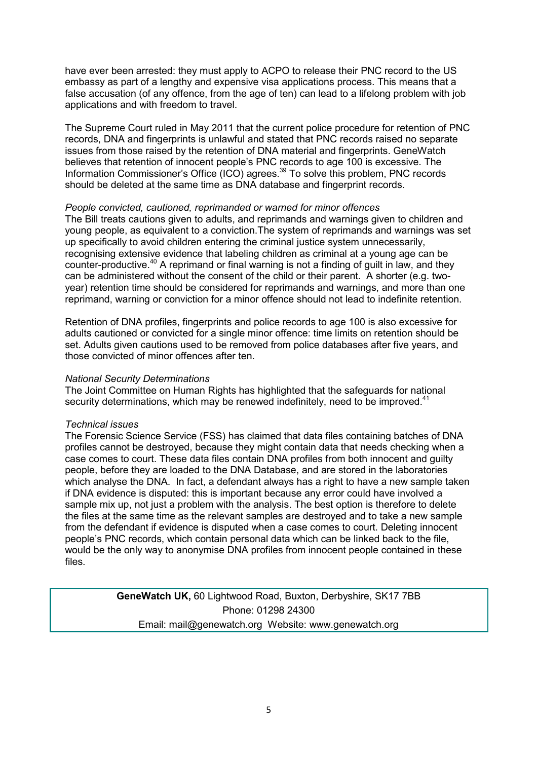have ever been arrested: they must apply to ACPO to release their PNC record to the US embassy as part of a lengthy and expensive visa applications process. This means that a false accusation (of any offence, from the age of ten) can lead to a lifelong problem with job applications and with freedom to travel.

The Supreme Court ruled in May 2011 that the current police procedure for retention of PNC records, DNA and fingerprints is unlawful and stated that PNC records raised no separate issues from those raised by the retention of DNA material and fingerprints. GeneWatch believes that retention of innocent people's PNC records to age 100 is excessive. The Information Commissioner's Office (ICO) agrees.[39] To solve this problem, PNC records should be deleted at the same time as DNA database and fingerprint records.

*People convicted, cautioned, reprimanded or warned for minor offences*

The Bill treats cautions given to adults, and reprimands and warnings given to children and young people, as equivalent to a conviction.The system of reprimands and warnings was set up specifically to avoid children entering the criminal justice system unnecessarily, recognising extensive evidence that labeling children as criminal at a young age can be counter-productive.[40] A reprimand or final warning is not a finding of guilt in law, and they can be administered without the consent of the child or their parent. A shorter (e.g. two-year) retention time should be considered for reprimands and warnings, and more than one reprimand, warning or conviction for a minor offence should not lead to indefinite retention.

Retention of DNA profiles, fingerprints and police records to age 100 is also excessive for adults cautioned or convicted for a single minor offence: time limits on retention should be set. Adults given cautions used to be removed from police databases after five years, and those convicted of minor offences after ten.

*National Security Determinations*

The Joint Committee on Human Rights has highlighted that the safeguards for national security determinations, which may be renewed indefinitely, need to be improved.[41]

*Technical issues*

The Forensic Science Service (FSS) has claimed that data files containing batches of DNA profiles cannot be destroyed, because they might contain data that needs checking when a case comes to court. These data files contain DNA profiles from both innocent and guilty people, before they are loaded to the DNA Database, and are stored in the laboratories which analyse the DNA. In fact, a defendant always has a right to have a new sample taken if DNA evidence is disputed: this is important because any error could have involved a sample mix up, not just a problem with the analysis. The best option is therefore to delete the files at the same time as the relevant samples are destroyed and to take a new sample from the defendant if evidence is disputed when a case comes to court. Deleting innocent people's PNC records, which contain personal data which can be linked back to the file, would be the only way to anonymise DNA profiles from innocent people contained in these files.

**GeneWatch UK,** 60 Lightwood Road, Buxton, Derbyshire, SK17 7BB
Phone: 01298 24300
Email: mail@genewatch.org Website: www.genewatch.org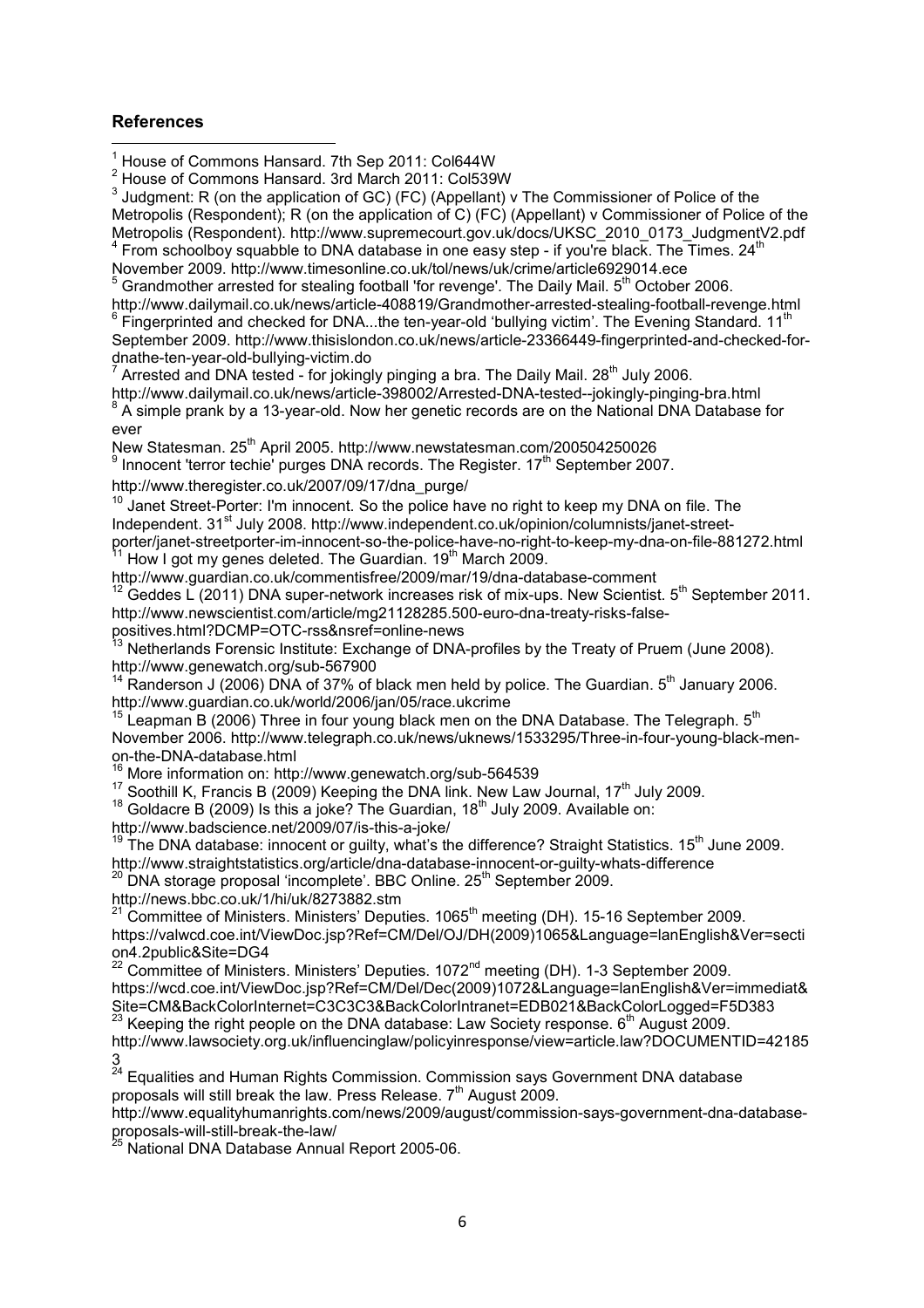## References

1 House of Commons Hansard. 7th Sep 2011: Col644W

2 House of Commons Hansard. 3rd March 2011: Col539W

3 Judgment: R (on the application of GC) (FC) (Appellant) v The Commissioner of Police of the Metropolis (Respondent); R (on the application of C) (FC) (Appellant) v Commissioner of Police of the Metropolis (Respondent). http://www.supremecourt.gov.uk/docs/UKSC_2010_0173_JudgmentV2.pdf

4 From schoolboy squabble to DNA database in one easy step - if you're black. The Times. 24th November 2009. http://www.timesonline.co.uk/tol/news/uk/crime/article6929014.ece

5 Grandmother arrested for stealing football 'for revenge'. The Daily Mail. 5th October 2006. http://www.dailymail.co.uk/news/article-408819/Grandmother-arrested-stealing-football-revenge.html

6 Fingerprinted and checked for DNA...the ten-year-old 'bullying victim'. The Evening Standard. 11th September 2009. http://www.thisislondon.co.uk/news/article-23366449-fingerprinted-and-checked-for-dnathe-ten-year-old-bullying-victim.do

7 Arrested and DNA tested - for jokingly pinging a bra. The Daily Mail. 28th July 2006. http://www.dailymail.co.uk/news/article-398002/Arrested-DNA-tested--jokingly-pinging-bra.html

8 A simple prank by a 13-year-old. Now her genetic records are on the National DNA Database for ever New Statesman. 25th April 2005. http://www.newstatesman.com/200504250026

9 Innocent 'terror techie' purges DNA records. The Register. 17th September 2007. http://www.theregister.co.uk/2007/09/17/dna_purge/

10 Janet Street-Porter: I'm innocent. So the police have no right to keep my DNA on file. The Independent. 31st July 2008. http://www.independent.co.uk/opinion/columnists/janet-street-porter/janet-streetporter-im-innocent-so-the-police-have-no-right-to-keep-my-dna-on-file-881272.html

11 How I got my genes deleted. The Guardian. 19th March 2009. http://www.guardian.co.uk/commentisfree/2009/mar/19/dna-database-comment

12 Geddes L (2011) DNA super-network increases risk of mix-ups. New Scientist. 5th September 2011. http://www.newscientist.com/article/mg21128285.500-euro-dna-treaty-risks-false-positives.html?DCMP=OTC-rss&nsref=online-news

13 Netherlands Forensic Institute: Exchange of DNA-profiles by the Treaty of Pruem (June 2008). http://www.genewatch.org/sub-567900

14 Randerson J (2006) DNA of 37% of black men held by police. The Guardian. 5th January 2006. http://www.guardian.co.uk/world/2006/jan/05/race.ukcrime

15 Leapman B (2006) Three in four young black men on the DNA Database. The Telegraph. 5th November 2006. http://www.telegraph.co.uk/news/uknews/1533295/Three-in-four-young-black-men-on-the-DNA-database.html

16 More information on: http://www.genewatch.org/sub-564539

17 Soothill K, Francis B (2009) Keeping the DNA link. New Law Journal, 17th July 2009.

18 Goldacre B (2009) Is this a joke? The Guardian, 18th July 2009. Available on: http://www.badscience.net/2009/07/is-this-a-joke/

19 The DNA database: innocent or guilty, what's the difference? Straight Statistics. 15th June 2009. http://www.straightstatistics.org/article/dna-database-innocent-or-guilty-whats-difference

20 DNA storage proposal 'incomplete'. BBC Online. 25th September 2009. http://news.bbc.co.uk/1/hi/uk/8273882.stm

21 Committee of Ministers. Ministers' Deputies. 1065th meeting (DH). 15-16 September 2009. https://valwcd.coe.int/ViewDoc.jsp?Ref=CM/Del/OJ/DH(2009)1065&Language=lanEnglish&Ver=section4.2public&Site=DG4

22 Committee of Ministers. Ministers' Deputies. 1072nd meeting (DH). 1-3 September 2009. https://wcd.coe.int/ViewDoc.jsp?Ref=CM/Del/Dec(2009)1072&Language=lanEnglish&Ver=immediat&Site=CM&BackColorInternet=C3C3C3&BackColorIntranet=EDB021&BackColorLogged=F5D383

23 Keeping the right people on the DNA database: Law Society response. 6th August 2009. http://www.lawsociety.org.uk/influencinglaw/policyinresponse/view=article.law?DOCUMENTID=421853

24 Equalities and Human Rights Commission. Commission says Government DNA database proposals will still break the law. Press Release. 7th August 2009. http://www.equalityhumanrights.com/news/2009/august/commission-says-government-dna-database-proposals-will-still-break-the-law/

25 National DNA Database Annual Report 2005-06.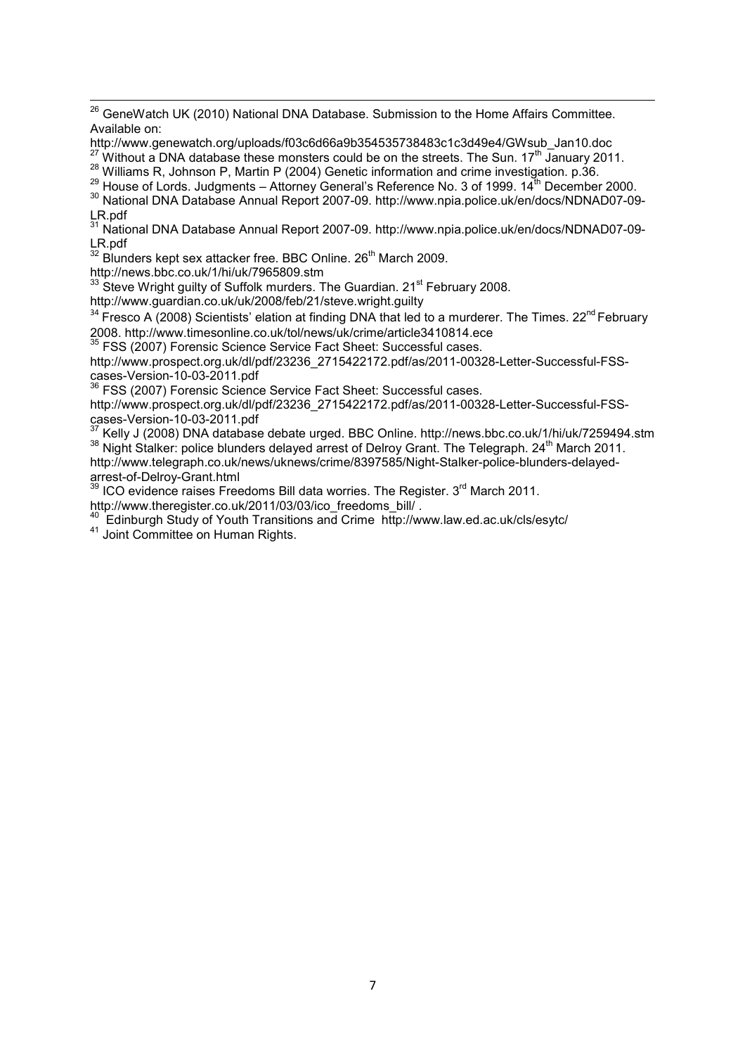[26] GeneWatch UK (2010) National DNA Database. Submission to the Home Affairs Committee. Available on: http://www.genewatch.org/uploads/f03c6d66a9b354535738483c1c3d49e4/GWsub_Jan10.doc

[27] Without a DNA database these monsters could be on the streets. The Sun. 17th January 2011.

[28] Williams R, Johnson P, Martin P (2004) Genetic information and crime investigation. p.36.

[29] House of Lords. Judgments – Attorney General's Reference No. 3 of 1999. 14th December 2000.

[30] National DNA Database Annual Report 2007-09. http://www.npia.police.uk/en/docs/NDNAD07-09-LR.pdf

[31] National DNA Database Annual Report 2007-09. http://www.npia.police.uk/en/docs/NDNAD07-09-LR.pdf

[32] Blunders kept sex attacker free. BBC Online. 26th March 2009. http://news.bbc.co.uk/1/hi/uk/7965809.stm

[33] Steve Wright guilty of Suffolk murders. The Guardian. 21st February 2008. http://www.guardian.co.uk/uk/2008/feb/21/steve.wright.guilty

[34] Fresco A (2008) Scientists' elation at finding DNA that led to a murderer. The Times. 22nd February 2008. http://www.timesonline.co.uk/tol/news/uk/crime/article3410814.ece

[35] FSS (2007) Forensic Science Service Fact Sheet: Successful cases. http://www.prospect.org.uk/dl/pdf/23236_2715422172.pdf/as/2011-00328-Letter-Successful-FSS-cases-Version-10-03-2011.pdf

[36] FSS (2007) Forensic Science Service Fact Sheet: Successful cases. http://www.prospect.org.uk/dl/pdf/23236_2715422172.pdf/as/2011-00328-Letter-Successful-FSS-cases-Version-10-03-2011.pdf

[37] Kelly J (2008) DNA database debate urged. BBC Online. http://news.bbc.co.uk/1/hi/uk/7259494.stm

[38] Night Stalker: police blunders delayed arrest of Delroy Grant. The Telegraph. 24th March 2011. http://www.telegraph.co.uk/news/uknews/crime/8397585/Night-Stalker-police-blunders-delayed-arrest-of-Delroy-Grant.html

[39] ICO evidence raises Freedoms Bill data worries. The Register. 3rd March 2011. http://www.theregister.co.uk/2011/03/03/ico_freedoms_bill/ .

[40] Edinburgh Study of Youth Transitions and Crime http://www.law.ed.ac.uk/cls/esytc/

[41] Joint Committee on Human Rights.